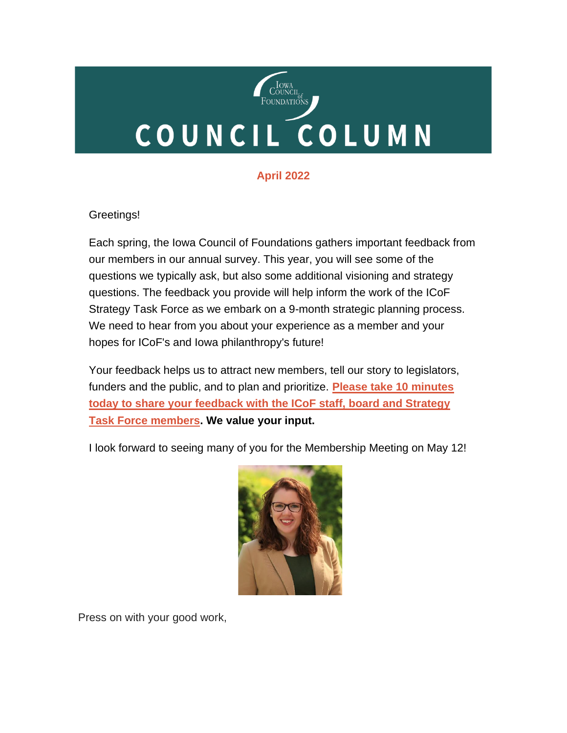# COUNCIL COLUMN

**April 2022**

Greetings!

Each spring, the Iowa Council of Foundations gathers important feedback from our members in our annual survey. This year, you will see some of the questions we typically ask, but also some additional visioning and strategy questions. The feedback you provide will help inform the work of the ICoF Strategy Task Force as we embark on a 9-month strategic planning process. We need to hear from you about your experience as a member and your hopes for ICoF's and Iowa philanthropy's future!

Your feedback helps us to attract new members, tell our story to legislators, funders and the public, and to plan and prioritize. **Please take 10 minutes today to share your feedback with the ICoF staff, board and Strategy Task Force members. We value your input.**

I look forward to seeing many of you for the Membership Meeting on May 12!

Press on with your good work,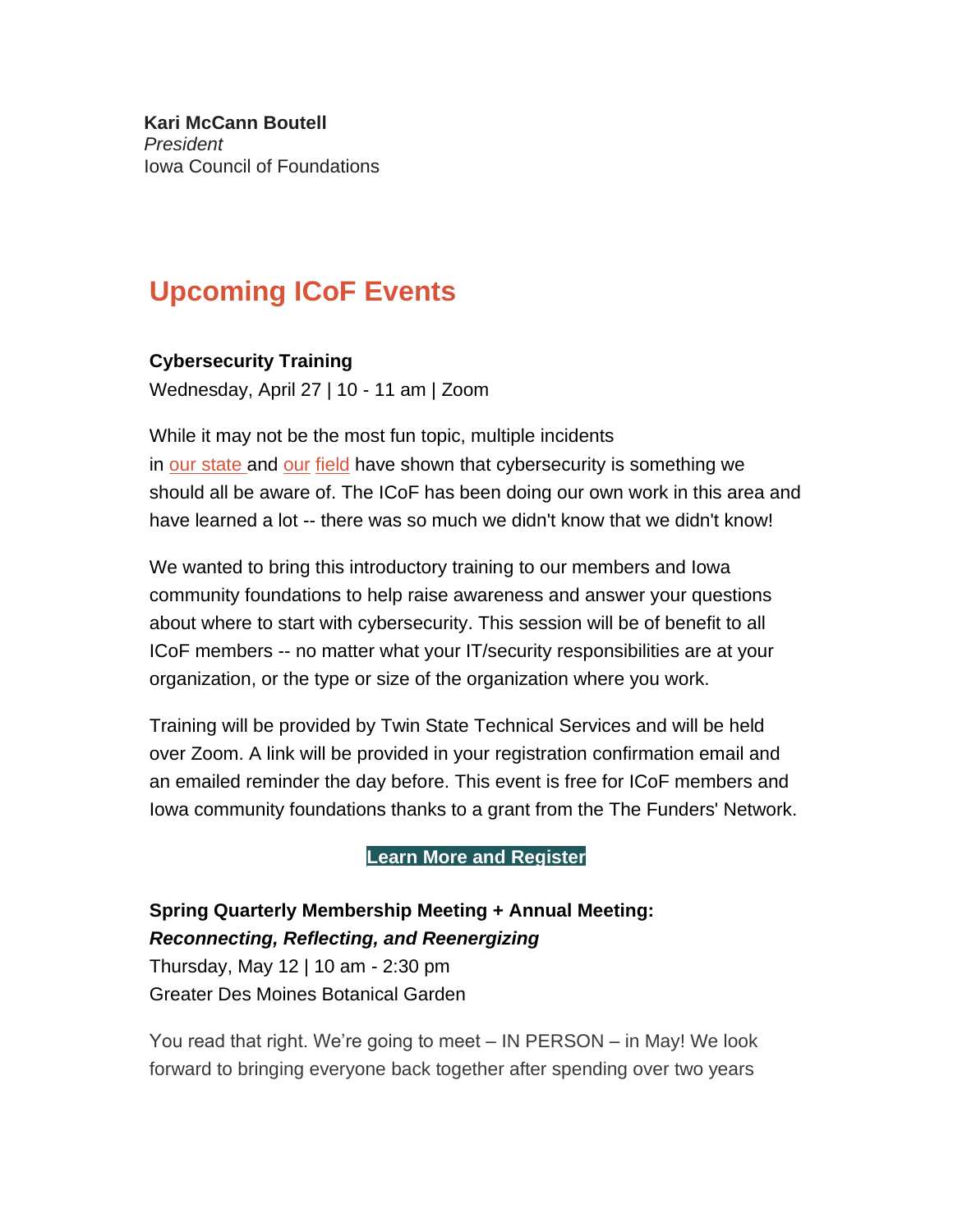**Kari McCann Boutell**
*President*
Iowa Council of Foundations

## Upcoming ICoF Events

**Cybersecurity Training**
Wednesday, April 27 | 10 - 11 am | Zoom

While it may not be the most fun topic, multiple incidents in our state and our field have shown that cybersecurity is something we should all be aware of. The ICoF has been doing our own work in this area and have learned a lot -- there was so much we didn't know that we didn't know!

We wanted to bring this introductory training to our members and Iowa community foundations to help raise awareness and answer your questions about where to start with cybersecurity. This session will be of benefit to all ICoF members -- no matter what your IT/security responsibilities are at your organization, or the type or size of the organization where you work.

Training will be provided by Twin State Technical Services and will be held over Zoom. A link will be provided in your registration confirmation email and an emailed reminder the day before. This event is free for ICoF members and Iowa community foundations thanks to a grant from the The Funders' Network.

**Learn More and Register**

**Spring Quarterly Membership Meeting + Annual Meeting:**
***Reconnecting, Reflecting, and Reenergizing***
Thursday, May 12 | 10 am - 2:30 pm
Greater Des Moines Botanical Garden

You read that right. We're going to meet – IN PERSON – in May! We look forward to bringing everyone back together after spending over two years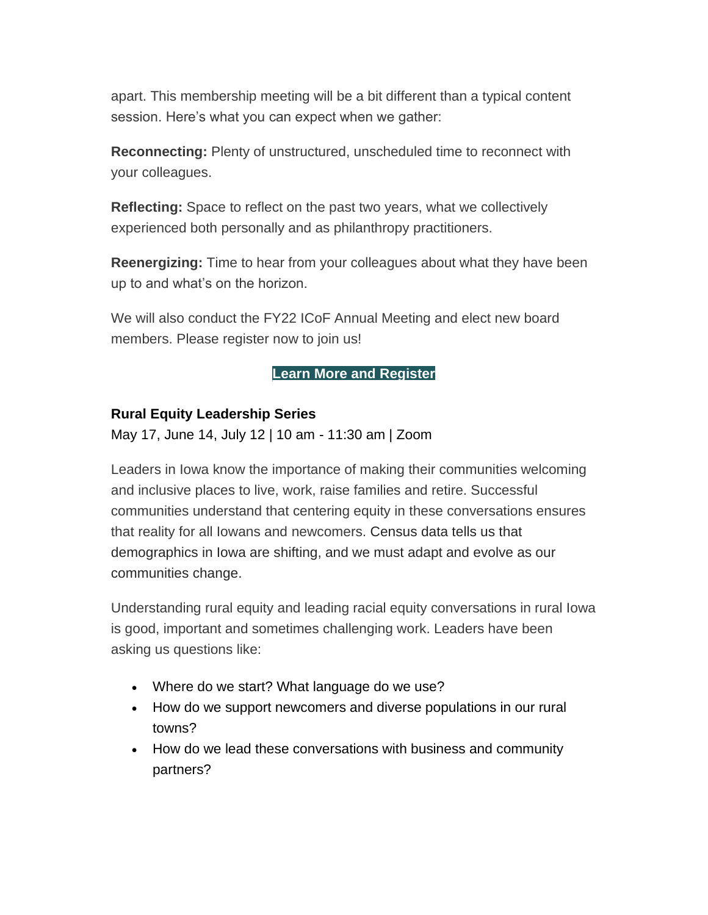apart. This membership meeting will be a bit different than a typical content session. Here's what you can expect when we gather:

**Reconnecting:** Plenty of unstructured, unscheduled time to reconnect with your colleagues.

**Reflecting:** Space to reflect on the past two years, what we collectively experienced both personally and as philanthropy practitioners.

**Reenergizing:** Time to hear from your colleagues about what they have been up to and what's on the horizon.

We will also conduct the FY22 ICoF Annual Meeting and elect new board members. Please register now to join us!

**Learn More and Register**

**Rural Equity Leadership Series**

May 17, June 14, July 12 | 10 am - 11:30 am | Zoom

Leaders in Iowa know the importance of making their communities welcoming and inclusive places to live, work, raise families and retire. Successful communities understand that centering equity in these conversations ensures that reality for all Iowans and newcomers. Census data tells us that demographics in Iowa are shifting, and we must adapt and evolve as our communities change.

Understanding rural equity and leading racial equity conversations in rural Iowa is good, important and sometimes challenging work. Leaders have been asking us questions like:

- Where do we start? What language do we use?
- How do we support newcomers and diverse populations in our rural towns?
- How do we lead these conversations with business and community partners?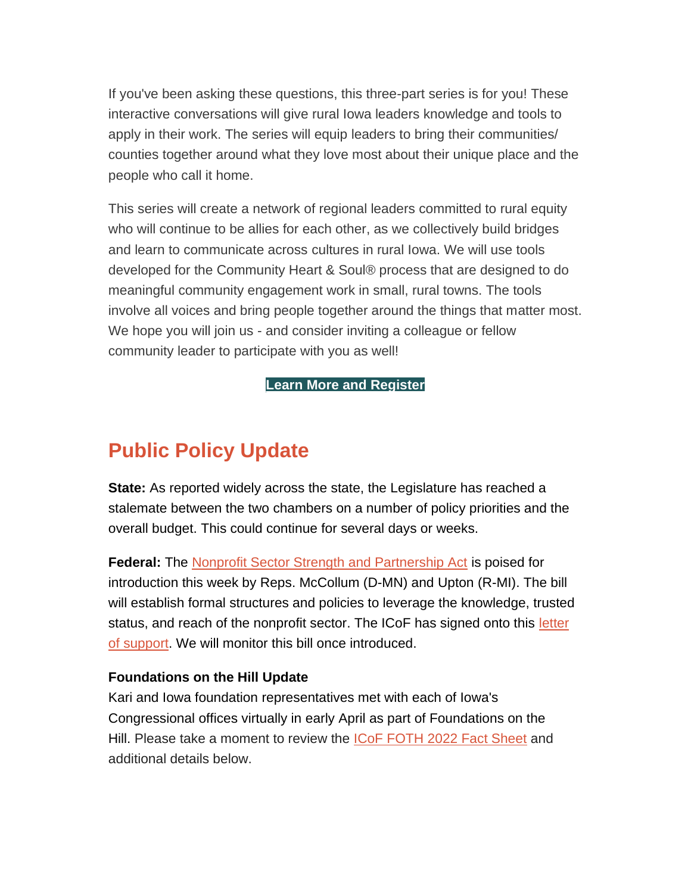If you've been asking these questions, this three-part series is for you! These interactive conversations will give rural Iowa leaders knowledge and tools to apply in their work. The series will equip leaders to bring their communities/ counties together around what they love most about their unique place and the people who call it home.

This series will create a network of regional leaders committed to rural equity who will continue to be allies for each other, as we collectively build bridges and learn to communicate across cultures in rural Iowa. We will use tools developed for the Community Heart & Soul® process that are designed to do meaningful community engagement work in small, rural towns. The tools involve all voices and bring people together around the things that matter most. We hope you will join us - and consider inviting a colleague or fellow community leader to participate with you as well!

**Learn More and Register**

## Public Policy Update

**State:** As reported widely across the state, the Legislature has reached a stalemate between the two chambers on a number of policy priorities and the overall budget. This could continue for several days or weeks.

**Federal:** The Nonprofit Sector Strength and Partnership Act is poised for introduction this week by Reps. McCollum (D-MN) and Upton (R-MI). The bill will establish formal structures and policies to leverage the knowledge, trusted status, and reach of the nonprofit sector. The ICoF has signed onto this letter of support. We will monitor this bill once introduced.

**Foundations on the Hill Update**
Kari and Iowa foundation representatives met with each of Iowa's Congressional offices virtually in early April as part of Foundations on the Hill. Please take a moment to review the ICoF FOTH 2022 Fact Sheet and additional details below.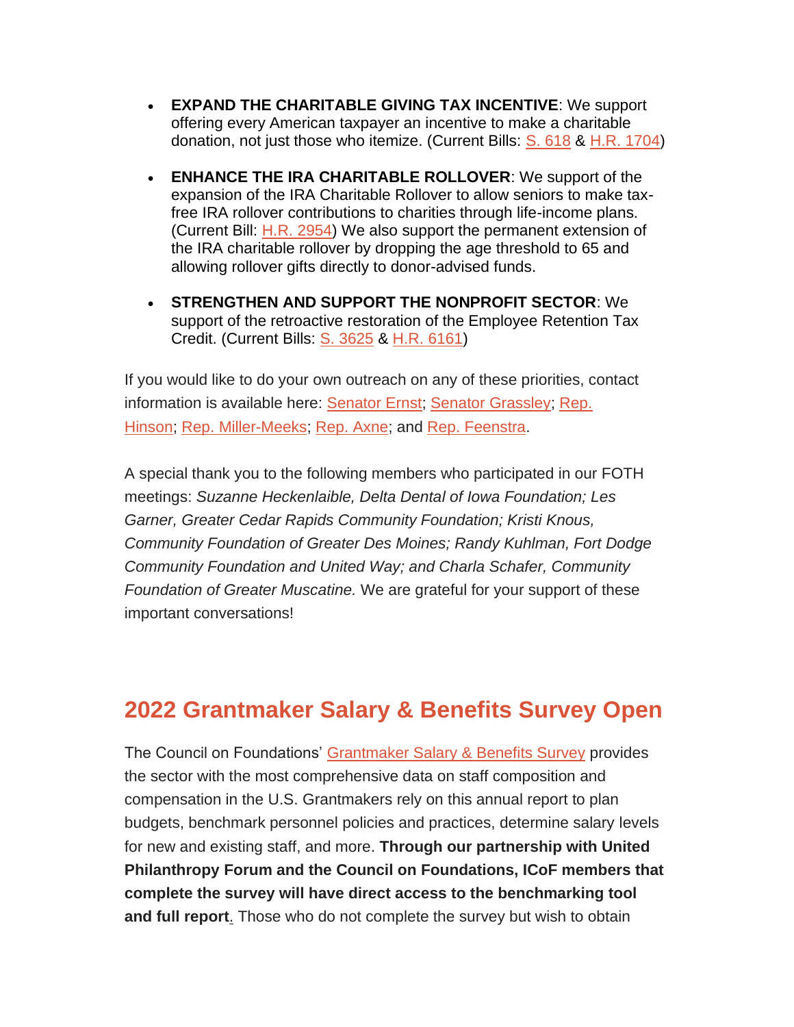- **EXPAND THE CHARITABLE GIVING TAX INCENTIVE**: We support offering every American taxpayer an incentive to make a charitable donation, not just those who itemize. (Current Bills: S. 618 & H.R. 1704)

- **ENHANCE THE IRA CHARITABLE ROLLOVER**: We support of the expansion of the IRA Charitable Rollover to allow seniors to make tax-free IRA rollover contributions to charities through life-income plans. (Current Bill: H.R. 2954) We also support the permanent extension of the IRA charitable rollover by dropping the age threshold to 65 and allowing rollover gifts directly to donor-advised funds.

- **STRENGTHEN AND SUPPORT THE NONPROFIT SECTOR**: We support of the retroactive restoration of the Employee Retention Tax Credit. (Current Bills: S. 3625 & H.R. 6161)

If you would like to do your own outreach on any of these priorities, contact information is available here: Senator Ernst; Senator Grassley; Rep. Hinson; Rep. Miller-Meeks; Rep. Axne; and Rep. Feenstra.

A special thank you to the following members who participated in our FOTH meetings: *Suzanne Heckenlaible, Delta Dental of Iowa Foundation; Les Garner, Greater Cedar Rapids Community Foundation; Kristi Knous, Community Foundation of Greater Des Moines; Randy Kuhlman, Fort Dodge Community Foundation and United Way; and Charla Schafer, Community Foundation of Greater Muscatine.* We are grateful for your support of these important conversations!

## 2022 Grantmaker Salary & Benefits Survey Open

The Council on Foundations' Grantmaker Salary & Benefits Survey provides the sector with the most comprehensive data on staff composition and compensation in the U.S. Grantmakers rely on this annual report to plan budgets, benchmark personnel policies and practices, determine salary levels for new and existing staff, and more. **Through our partnership with United Philanthropy Forum and the Council on Foundations, ICoF members that complete the survey will have direct access to the benchmarking tool and full report**. Those who do not complete the survey but wish to obtain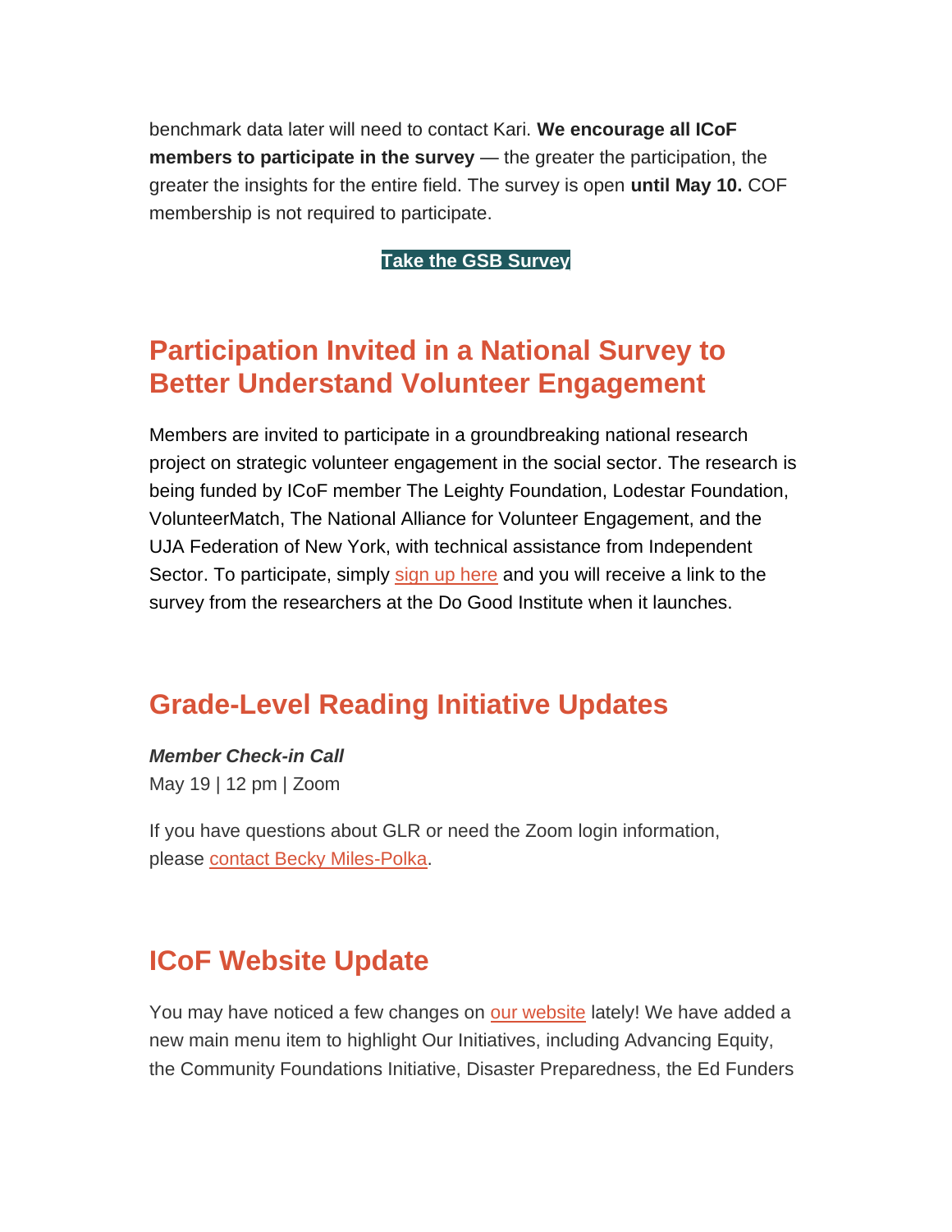benchmark data later will need to contact Kari. **We encourage all ICoF members to participate in the survey** — the greater the participation, the greater the insights for the entire field. The survey is open **until May 10.** COF membership is not required to participate.

**Take the GSB Survey**

## Participation Invited in a National Survey to Better Understand Volunteer Engagement

Members are invited to participate in a groundbreaking national research project on strategic volunteer engagement in the social sector. The research is being funded by ICoF member The Leighty Foundation, Lodestar Foundation, VolunteerMatch, The National Alliance for Volunteer Engagement, and the UJA Federation of New York, with technical assistance from Independent Sector. To participate, simply sign up here and you will receive a link to the survey from the researchers at the Do Good Institute when it launches.

## Grade-Level Reading Initiative Updates

***Member Check-in Call***
May 19 | 12 pm | Zoom

If you have questions about GLR or need the Zoom login information, please contact Becky Miles-Polka.

## ICoF Website Update

You may have noticed a few changes on our website lately! We have added a new main menu item to highlight Our Initiatives, including Advancing Equity, the Community Foundations Initiative, Disaster Preparedness, the Ed Funders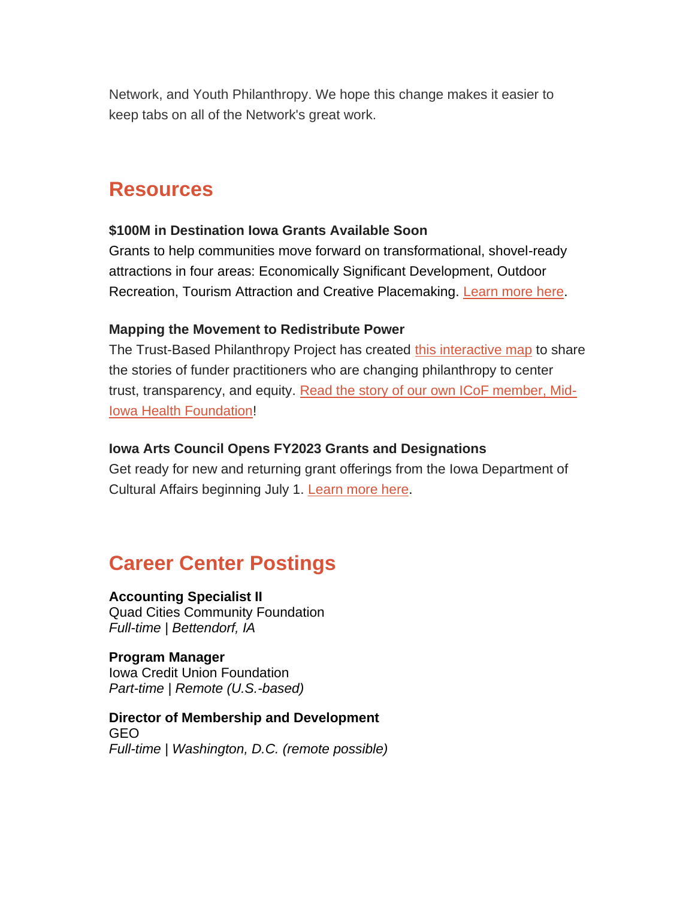Network, and Youth Philanthropy. We hope this change makes it easier to keep tabs on all of the Network's great work.

## Resources

**$100M in Destination Iowa Grants Available Soon**
Grants to help communities move forward on transformational, shovel-ready attractions in four areas: Economically Significant Development, Outdoor Recreation, Tourism Attraction and Creative Placemaking. Learn more here.

**Mapping the Movement to Redistribute Power**
The Trust-Based Philanthropy Project has created this interactive map to share the stories of funder practitioners who are changing philanthropy to center trust, transparency, and equity. Read the story of our own ICoF member, Mid-Iowa Health Foundation!

**Iowa Arts Council Opens FY2023 Grants and Designations**
Get ready for new and returning grant offerings from the Iowa Department of Cultural Affairs beginning July 1. Learn more here.

## Career Center Postings

**Accounting Specialist II**
Quad Cities Community Foundation
*Full-time | Bettendorf, IA*

**Program Manager**
Iowa Credit Union Foundation
*Part-time | Remote (U.S.-based)*

**Director of Membership and Development**
GEO
*Full-time | Washington, D.C. (remote possible)*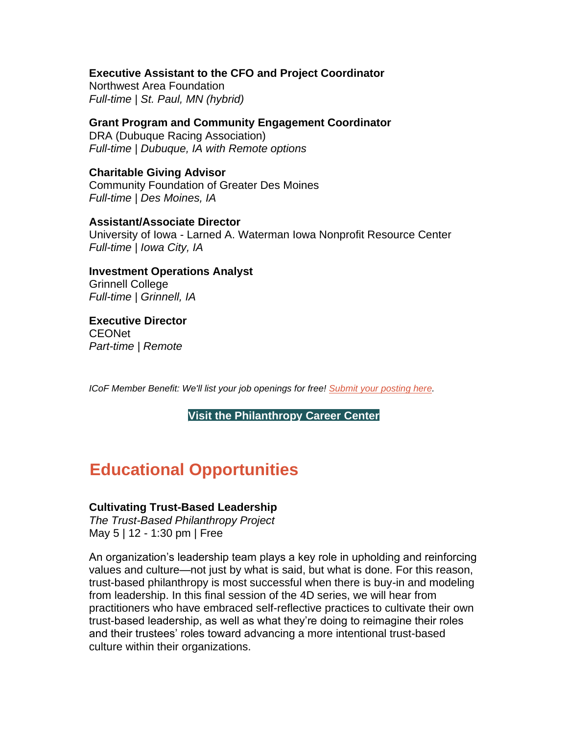**Executive Assistant to the CFO and Project Coordinator**
Northwest Area Foundation
*Full-time | St. Paul, MN (hybrid)*

**Grant Program and Community Engagement Coordinator**
DRA (Dubuque Racing Association)
*Full-time | Dubuque, IA with Remote options*

**Charitable Giving Advisor**
Community Foundation of Greater Des Moines
*Full-time | Des Moines, IA*

**Assistant/Associate Director**
University of Iowa - Larned A. Waterman Iowa Nonprofit Resource Center
*Full-time | Iowa City, IA*

**Investment Operations Analyst**
Grinnell College
*Full-time | Grinnell, IA*

**Executive Director**
CEONet
*Part-time | Remote*

*ICoF Member Benefit: We'll list your job openings for free! Submit your posting here.*

**Visit the Philanthropy Career Center**

## Educational Opportunities

**Cultivating Trust-Based Leadership**
*The Trust-Based Philanthropy Project*
May 5 | 12 - 1:30 pm | Free

An organization's leadership team plays a key role in upholding and reinforcing values and culture—not just by what is said, but what is done. For this reason, trust-based philanthropy is most successful when there is buy-in and modeling from leadership. In this final session of the 4D series, we will hear from practitioners who have embraced self-reflective practices to cultivate their own trust-based leadership, as well as what they're doing to reimagine their roles and their trustees' roles toward advancing a more intentional trust-based culture within their organizations.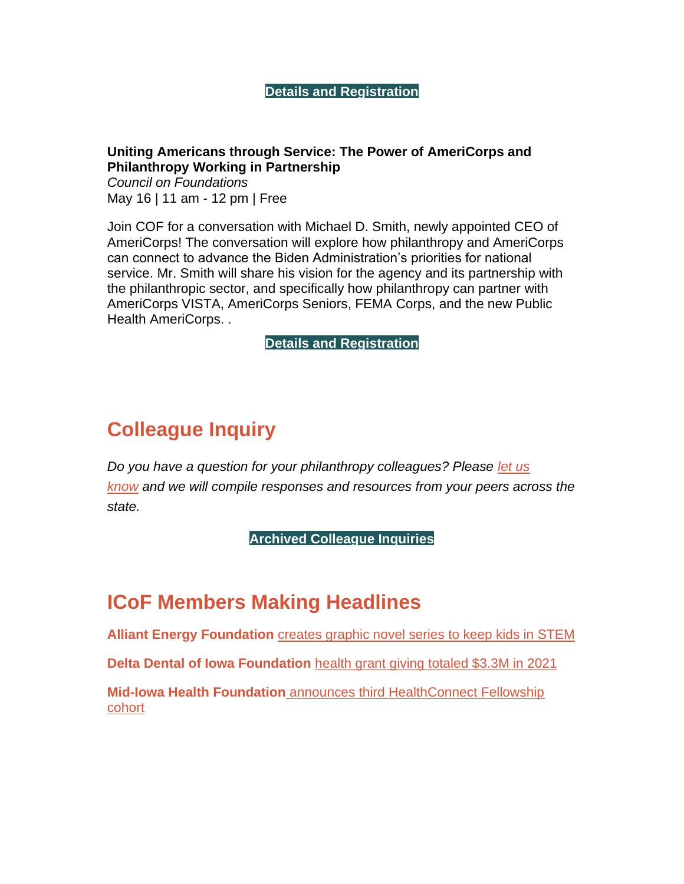**Details and Registration**

**Uniting Americans through Service: The Power of AmeriCorps and Philanthropy Working in Partnership**
*Council on Foundations*
May 16 | 11 am - 12 pm | Free

Join COF for a conversation with Michael D. Smith, newly appointed CEO of AmeriCorps! The conversation will explore how philanthropy and AmeriCorps can connect to advance the Biden Administration's priorities for national service. Mr. Smith will share his vision for the agency and its partnership with the philanthropic sector, and specifically how philanthropy can partner with AmeriCorps VISTA, AmeriCorps Seniors, FEMA Corps, and the new Public Health AmeriCorps. .

**Details and Registration**

## Colleague Inquiry

*Do you have a question for your philanthropy colleagues? Please let us know and we will compile responses and resources from your peers across the state.*

**Archived Colleague Inquiries**

## ICoF Members Making Headlines

**Alliant Energy Foundation** creates graphic novel series to keep kids in STEM

**Delta Dental of Iowa Foundation** health grant giving totaled $3.3M in 2021

**Mid-Iowa Health Foundation** announces third HealthConnect Fellowship cohort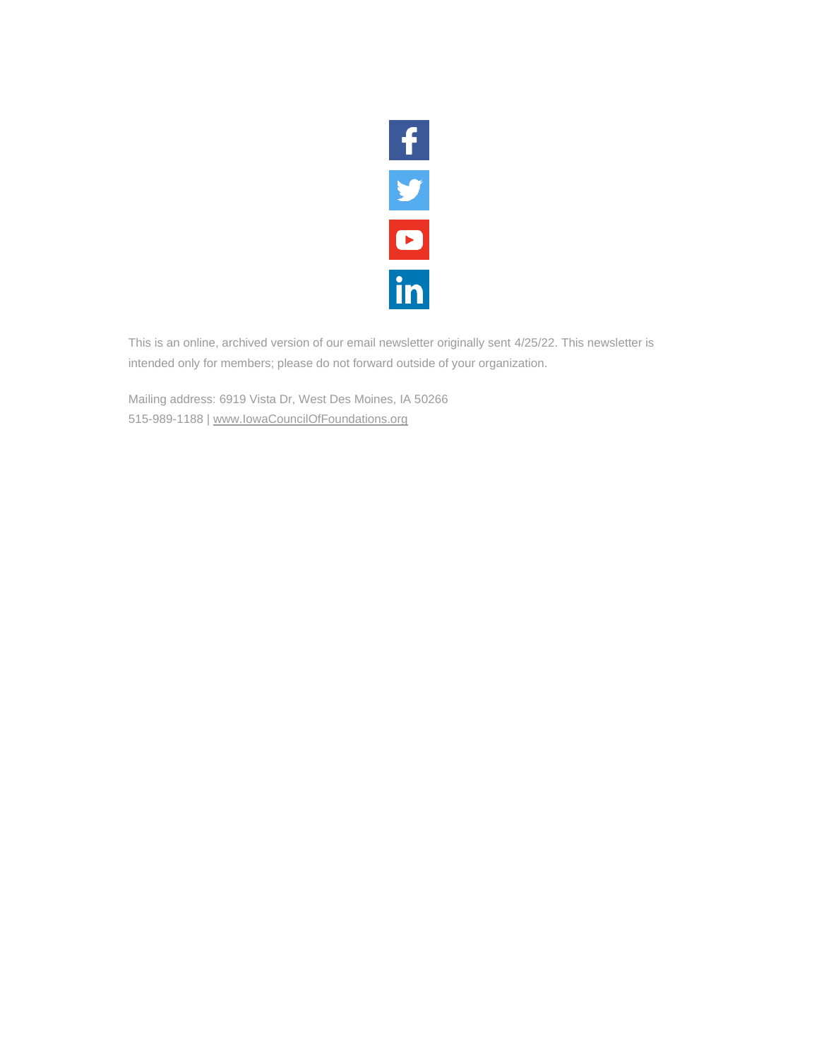This is an online, archived version of our email newsletter originally sent 4/25/22. This newsletter is intended only for members; please do not forward outside of your organization.

Mailing address: 6919 Vista Dr, West Des Moines, IA 50266
515-989-1188 | www.IowaCouncilOfFoundations.org